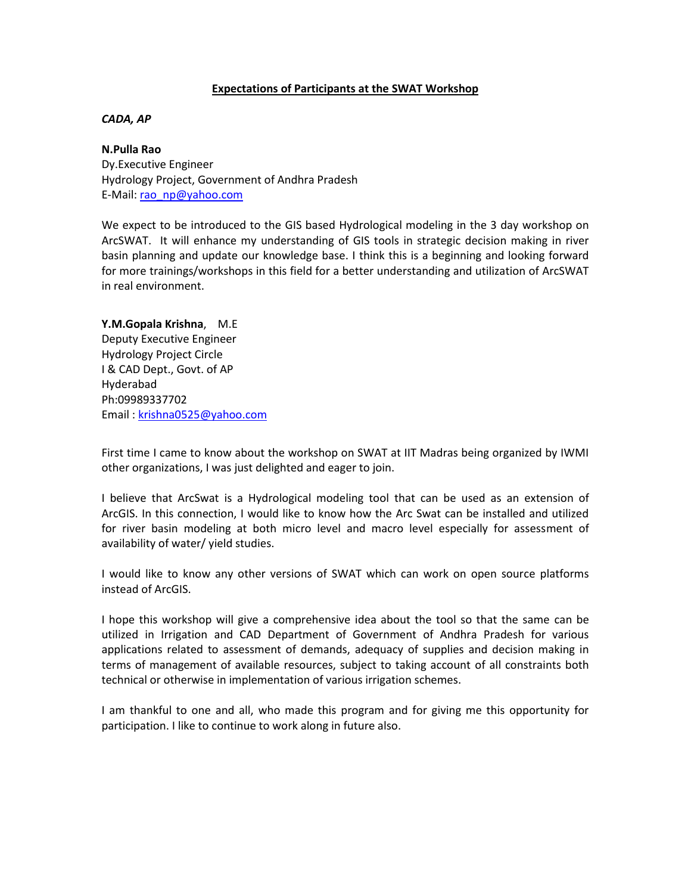# Expectations of Participants at the SWAT Workshop

***CADA, AP***

**N.Pulla Rao**
Dy.Executive Engineer
Hydrology Project, Government of Andhra Pradesh
E-Mail: rao_np@yahoo.com

We expect to be introduced to the GIS based Hydrological modeling in the 3 day workshop on ArcSWAT. It will enhance my understanding of GIS tools in strategic decision making in river basin planning and update our knowledge base. I think this is a beginning and looking forward for more trainings/workshops in this field for a better understanding and utilization of ArcSWAT in real environment.

**Y.M.Gopala Krishna**, M.E
Deputy Executive Engineer
Hydrology Project Circle
I & CAD Dept., Govt. of AP
Hyderabad
Ph:09989337702
Email : krishna0525@yahoo.com

First time I came to know about the workshop on SWAT at IIT Madras being organized by IWMI other organizations, I was just delighted and eager to join.

I believe that ArcSwat is a Hydrological modeling tool that can be used as an extension of ArcGIS. In this connection, I would like to know how the Arc Swat can be installed and utilized for river basin modeling at both micro level and macro level especially for assessment of availability of water/ yield studies.

I would like to know any other versions of SWAT which can work on open source platforms instead of ArcGIS.

I hope this workshop will give a comprehensive idea about the tool so that the same can be utilized in Irrigation and CAD Department of Government of Andhra Pradesh for various applications related to assessment of demands, adequacy of supplies and decision making in terms of management of available resources, subject to taking account of all constraints both technical or otherwise in implementation of various irrigation schemes.

I am thankful to one and all, who made this program and for giving me this opportunity for participation. I like to continue to work along in future also.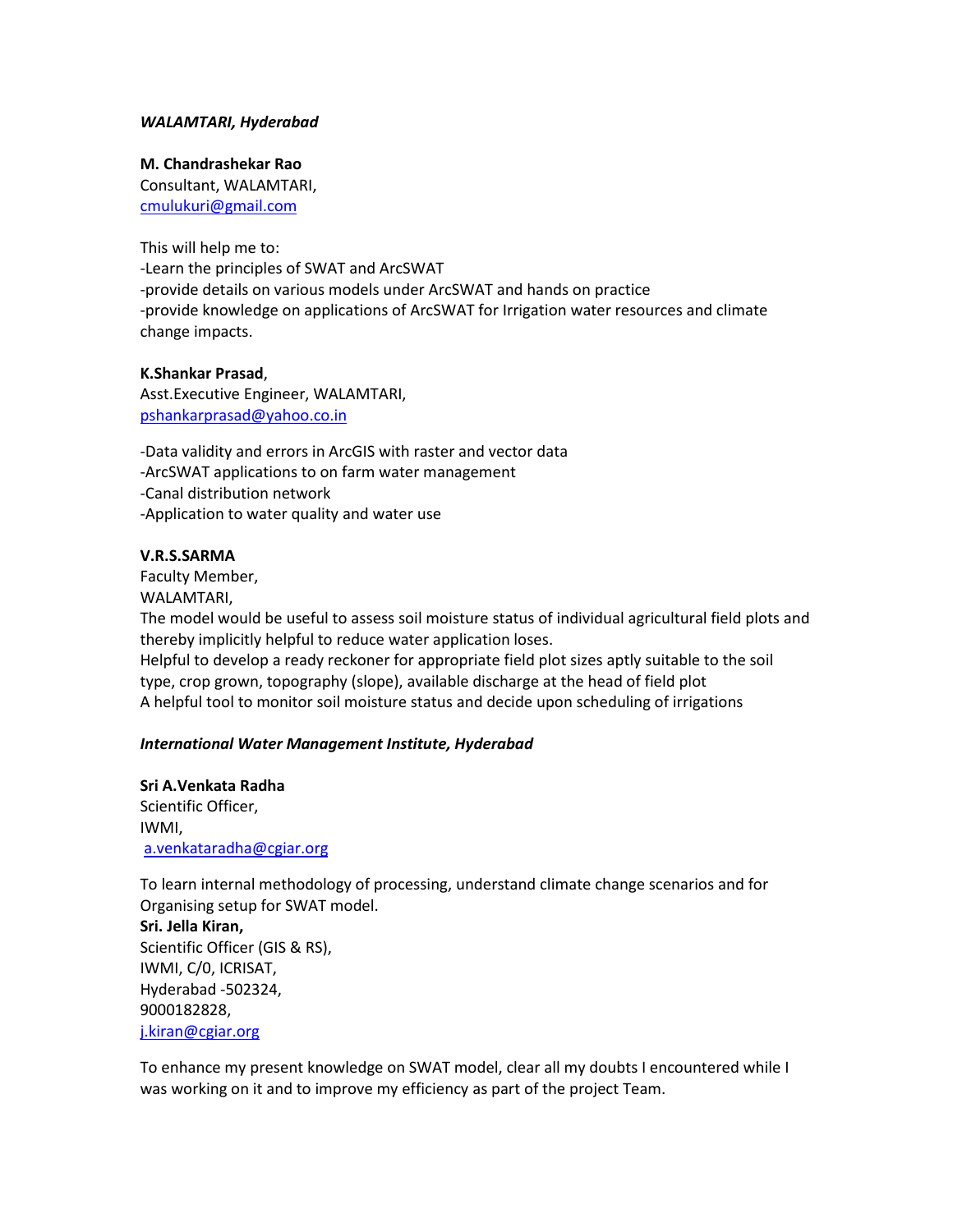***WALAMTARI, Hyderabad***

**M. Chandrashekar Rao**
Consultant, WALAMTARI,
cmulukuri@gmail.com

This will help me to:
-Learn the principles of SWAT and ArcSWAT
-provide details on various models under ArcSWAT and hands on practice
-provide knowledge on applications of ArcSWAT for Irrigation water resources and climate change impacts.

**K.Shankar Prasad**,
Asst.Executive Engineer, WALAMTARI,
pshankarprasad@yahoo.co.in

-Data validity and errors in ArcGIS with raster and vector data
-ArcSWAT applications to on farm water management
-Canal distribution network
-Application to water quality and water use

**V.R.S.SARMA**
Faculty Member,
WALAMTARI,
The model would be useful to assess soil moisture status of individual agricultural field plots and thereby implicitly helpful to reduce water application loses.
Helpful to develop a ready reckoner for appropriate field plot sizes aptly suitable to the soil type, crop grown, topography (slope), available discharge at the head of field plot
A helpful tool to monitor soil moisture status and decide upon scheduling of irrigations

***International Water Management Institute, Hyderabad***

**Sri A.Venkata Radha**
Scientific Officer,
IWMI,
a.venkataradha@cgiar.org

To learn internal methodology of processing, understand climate change scenarios and for Organising setup for SWAT model.
**Sri. Jella Kiran,**
Scientific Officer (GIS & RS),
IWMI, C/0, ICRISAT,
Hyderabad -502324,
9000182828,
j.kiran@cgiar.org

To enhance my present knowledge on SWAT model, clear all my doubts I encountered while I was working on it and to improve my efficiency as part of the project Team.